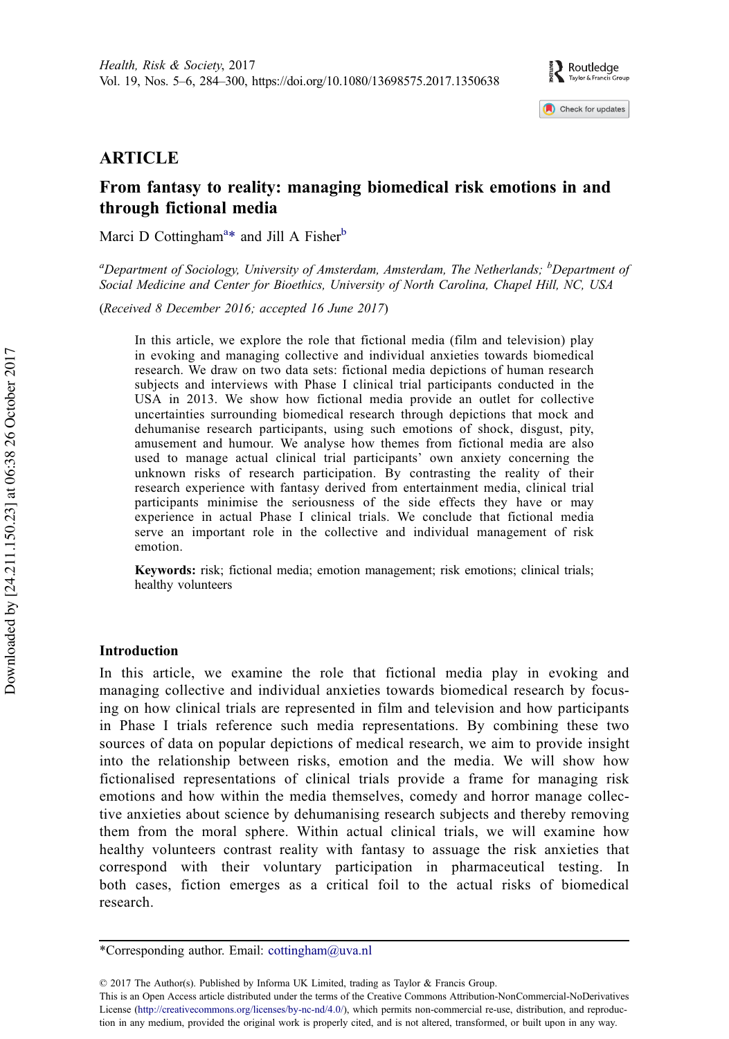*Health, Risk & Society*, 2017
Vol. 19, Nos. 5–6, 284–300, https://doi.org/10.1080/13698575.2017.1350638

## ARTICLE

# From fantasy to reality: managing biomedical risk emotions in and through fictional media

Marci D Cottingham[a]* and Jill A Fisher[b]

[a]*Department of Sociology, University of Amsterdam, Amsterdam, The Netherlands;* [b]*Department of Social Medicine and Center for Bioethics, University of North Carolina, Chapel Hill, NC, USA*

(*Received 8 December 2016; accepted 16 June 2017*)

In this article, we explore the role that fictional media (film and television) play in evoking and managing collective and individual anxieties towards biomedical research. We draw on two data sets: fictional media depictions of human research subjects and interviews with Phase I clinical trial participants conducted in the USA in 2013. We show how fictional media provide an outlet for collective uncertainties surrounding biomedical research through depictions that mock and dehumanise research participants, using such emotions of shock, disgust, pity, amusement and humour. We analyse how themes from fictional media are also used to manage actual clinical trial participants' own anxiety concerning the unknown risks of research participation. By contrasting the reality of their research experience with fantasy derived from entertainment media, clinical trial participants minimise the seriousness of the side effects they have or may experience in actual Phase I clinical trials. We conclude that fictional media serve an important role in the collective and individual management of risk emotion.

**Keywords:** risk; fictional media; emotion management; risk emotions; clinical trials; healthy volunteers

## Introduction

In this article, we examine the role that fictional media play in evoking and managing collective and individual anxieties towards biomedical research by focusing on how clinical trials are represented in film and television and how participants in Phase I trials reference such media representations. By combining these two sources of data on popular depictions of medical research, we aim to provide insight into the relationship between risks, emotion and the media. We will show how fictionalised representations of clinical trials provide a frame for managing risk emotions and how within the media themselves, comedy and horror manage collective anxieties about science by dehumanising research subjects and thereby removing them from the moral sphere. Within actual clinical trials, we will examine how healthy volunteers contrast reality with fantasy to assuage the risk anxieties that correspond with their voluntary participation in pharmaceutical testing. In both cases, fiction emerges as a critical foil to the actual risks of biomedical research.

*Corresponding author. Email: cottingham@uva.nl

© 2017 The Author(s). Published by Informa UK Limited, trading as Taylor & Francis Group.
This is an Open Access article distributed under the terms of the Creative Commons Attribution-NonCommercial-NoDerivatives License (http://creativecommons.org/licenses/by-nc-nd/4.0/), which permits non-commercial re-use, distribution, and reproduction in any medium, provided the original work is properly cited, and is not altered, transformed, or built upon in any way.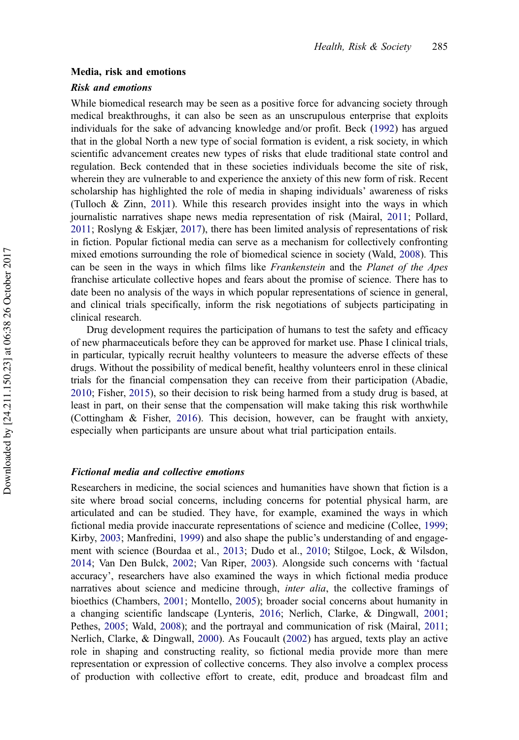## Media, risk and emotions

### *Risk and emotions*

While biomedical research may be seen as a positive force for advancing society through medical breakthroughs, it can also be seen as an unscrupulous enterprise that exploits individuals for the sake of advancing knowledge and/or profit. Beck (1992) has argued that in the global North a new type of social formation is evident, a risk society, in which scientific advancement creates new types of risks that elude traditional state control and regulation. Beck contended that in these societies individuals become the site of risk, wherein they are vulnerable to and experience the anxiety of this new form of risk. Recent scholarship has highlighted the role of media in shaping individuals' awareness of risks (Tulloch & Zinn, 2011). While this research provides insight into the ways in which journalistic narratives shape news media representation of risk (Mairal, 2011; Pollard, 2011; Roslyng & Eskjær, 2017), there has been limited analysis of representations of risk in fiction. Popular fictional media can serve as a mechanism for collectively confronting mixed emotions surrounding the role of biomedical science in society (Wald, 2008). This can be seen in the ways in which films like *Frankenstein* and the *Planet of the Apes* franchise articulate collective hopes and fears about the promise of science. There has to date been no analysis of the ways in which popular representations of science in general, and clinical trials specifically, inform the risk negotiations of subjects participating in clinical research.

Drug development requires the participation of humans to test the safety and efficacy of new pharmaceuticals before they can be approved for market use. Phase I clinical trials, in particular, typically recruit healthy volunteers to measure the adverse effects of these drugs. Without the possibility of medical benefit, healthy volunteers enrol in these clinical trials for the financial compensation they can receive from their participation (Abadie, 2010; Fisher, 2015), so their decision to risk being harmed from a study drug is based, at least in part, on their sense that the compensation will make taking this risk worthwhile (Cottingham & Fisher, 2016). This decision, however, can be fraught with anxiety, especially when participants are unsure about what trial participation entails.

### *Fictional media and collective emotions*

Researchers in medicine, the social sciences and humanities have shown that fiction is a site where broad social concerns, including concerns for potential physical harm, are articulated and can be studied. They have, for example, examined the ways in which fictional media provide inaccurate representations of science and medicine (Collee, 1999; Kirby, 2003; Manfredini, 1999) and also shape the public's understanding of and engagement with science (Bourdaa et al., 2013; Dudo et al., 2010; Stilgoe, Lock, & Wilsdon, 2014; Van Den Bulck, 2002; Van Riper, 2003). Alongside such concerns with 'factual accuracy', researchers have also examined the ways in which fictional media produce narratives about science and medicine through, *inter alia*, the collective framings of bioethics (Chambers, 2001; Montello, 2005); broader social concerns about humanity in a changing scientific landscape (Lynteris, 2016; Nerlich, Clarke, & Dingwall, 2001; Pethes, 2005; Wald, 2008); and the portrayal and communication of risk (Mairal, 2011; Nerlich, Clarke, & Dingwall, 2000). As Foucault (2002) has argued, texts play an active role in shaping and constructing reality, so fictional media provide more than mere representation or expression of collective concerns. They also involve a complex process of production with collective effort to create, edit, produce and broadcast film and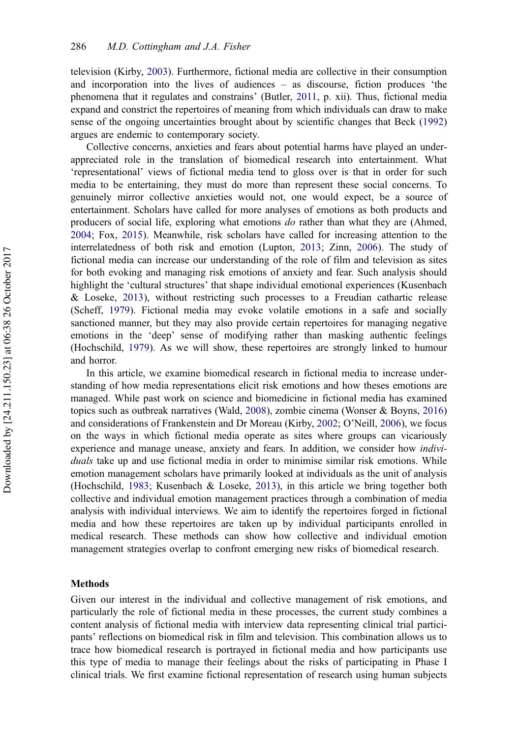television (Kirby, 2003). Furthermore, fictional media are collective in their consumption and incorporation into the lives of audiences – as discourse, fiction produces 'the phenomena that it regulates and constrains' (Butler, 2011, p. xii). Thus, fictional media expand and constrict the repertoires of meaning from which individuals can draw to make sense of the ongoing uncertainties brought about by scientific changes that Beck (1992) argues are endemic to contemporary society.

Collective concerns, anxieties and fears about potential harms have played an under-appreciated role in the translation of biomedical research into entertainment. What 'representational' views of fictional media tend to gloss over is that in order for such media to be entertaining, they must do more than represent these social concerns. To genuinely mirror collective anxieties would not, one would expect, be a source of entertainment. Scholars have called for more analyses of emotions as both products and producers of social life, exploring what emotions *do* rather than what they are (Ahmed, 2004; Fox, 2015). Meanwhile, risk scholars have called for increasing attention to the interrelatedness of both risk and emotion (Lupton, 2013; Zinn, 2006). The study of fictional media can increase our understanding of the role of film and television as sites for both evoking and managing risk emotions of anxiety and fear. Such analysis should highlight the 'cultural structures' that shape individual emotional experiences (Kusenbach & Loseke, 2013), without restricting such processes to a Freudian cathartic release (Scheff, 1979). Fictional media may evoke volatile emotions in a safe and socially sanctioned manner, but they may also provide certain repertoires for managing negative emotions in the 'deep' sense of modifying rather than masking authentic feelings (Hochschild, 1979). As we will show, these repertoires are strongly linked to humour and horror.

In this article, we examine biomedical research in fictional media to increase understanding of how media representations elicit risk emotions and how theses emotions are managed. While past work on science and biomedicine in fictional media has examined topics such as outbreak narratives (Wald, 2008), zombie cinema (Wonser & Boyns, 2016) and considerations of Frankenstein and Dr Moreau (Kirby, 2002; O'Neill, 2006), we focus on the ways in which fictional media operate as sites where groups can vicariously experience and manage unease, anxiety and fears. In addition, we consider how *individuals* take up and use fictional media in order to minimise similar risk emotions. While emotion management scholars have primarily looked at individuals as the unit of analysis (Hochschild, 1983; Kusenbach & Loseke, 2013), in this article we bring together both collective and individual emotion management practices through a combination of media analysis with individual interviews. We aim to identify the repertoires forged in fictional media and how these repertoires are taken up by individual participants enrolled in medical research. These methods can show how collective and individual emotion management strategies overlap to confront emerging new risks of biomedical research.

## Methods

Given our interest in the individual and collective management of risk emotions, and particularly the role of fictional media in these processes, the current study combines a content analysis of fictional media with interview data representing clinical trial participants' reflections on biomedical risk in film and television. This combination allows us to trace how biomedical research is portrayed in fictional media and how participants use this type of media to manage their feelings about the risks of participating in Phase I clinical trials. We first examine fictional representation of research using human subjects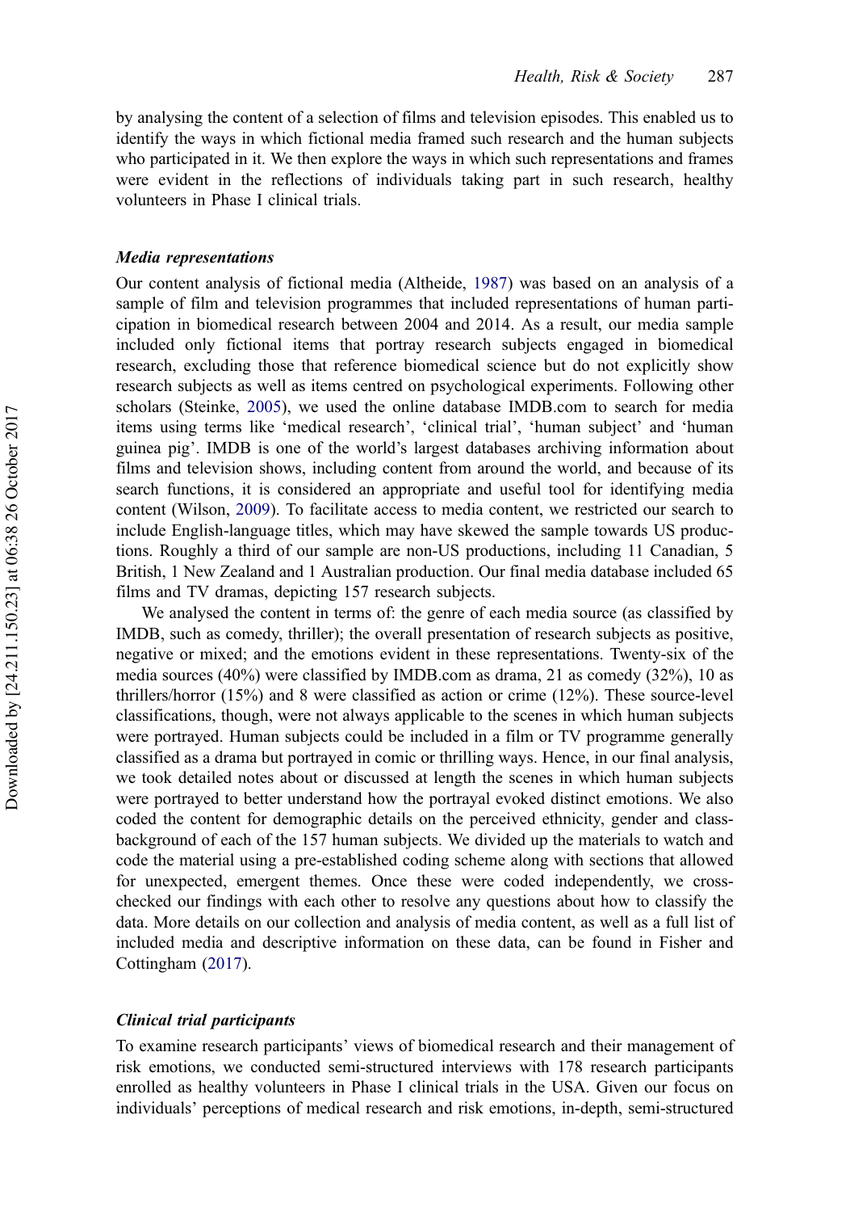by analysing the content of a selection of films and television episodes. This enabled us to identify the ways in which fictional media framed such research and the human subjects who participated in it. We then explore the ways in which such representations and frames were evident in the reflections of individuals taking part in such research, healthy volunteers in Phase I clinical trials.

### *Media representations*

Our content analysis of fictional media (Altheide, 1987) was based on an analysis of a sample of film and television programmes that included representations of human participation in biomedical research between 2004 and 2014. As a result, our media sample included only fictional items that portray research subjects engaged in biomedical research, excluding those that reference biomedical science but do not explicitly show research subjects as well as items centred on psychological experiments. Following other scholars (Steinke, 2005), we used the online database IMDB.com to search for media items using terms like 'medical research', 'clinical trial', 'human subject' and 'human guinea pig'. IMDB is one of the world's largest databases archiving information about films and television shows, including content from around the world, and because of its search functions, it is considered an appropriate and useful tool for identifying media content (Wilson, 2009). To facilitate access to media content, we restricted our search to include English-language titles, which may have skewed the sample towards US productions. Roughly a third of our sample are non-US productions, including 11 Canadian, 5 British, 1 New Zealand and 1 Australian production. Our final media database included 65 films and TV dramas, depicting 157 research subjects.

We analysed the content in terms of: the genre of each media source (as classified by IMDB, such as comedy, thriller); the overall presentation of research subjects as positive, negative or mixed; and the emotions evident in these representations. Twenty-six of the media sources (40%) were classified by IMDB.com as drama, 21 as comedy (32%), 10 as thrillers/horror (15%) and 8 were classified as action or crime (12%). These source-level classifications, though, were not always applicable to the scenes in which human subjects were portrayed. Human subjects could be included in a film or TV programme generally classified as a drama but portrayed in comic or thrilling ways. Hence, in our final analysis, we took detailed notes about or discussed at length the scenes in which human subjects were portrayed to better understand how the portrayal evoked distinct emotions. We also coded the content for demographic details on the perceived ethnicity, gender and class-background of each of the 157 human subjects. We divided up the materials to watch and code the material using a pre-established coding scheme along with sections that allowed for unexpected, emergent themes. Once these were coded independently, we cross-checked our findings with each other to resolve any questions about how to classify the data. More details on our collection and analysis of media content, as well as a full list of included media and descriptive information on these data, can be found in Fisher and Cottingham (2017).

### *Clinical trial participants*

To examine research participants' views of biomedical research and their management of risk emotions, we conducted semi-structured interviews with 178 research participants enrolled as healthy volunteers in Phase I clinical trials in the USA. Given our focus on individuals' perceptions of medical research and risk emotions, in-depth, semi-structured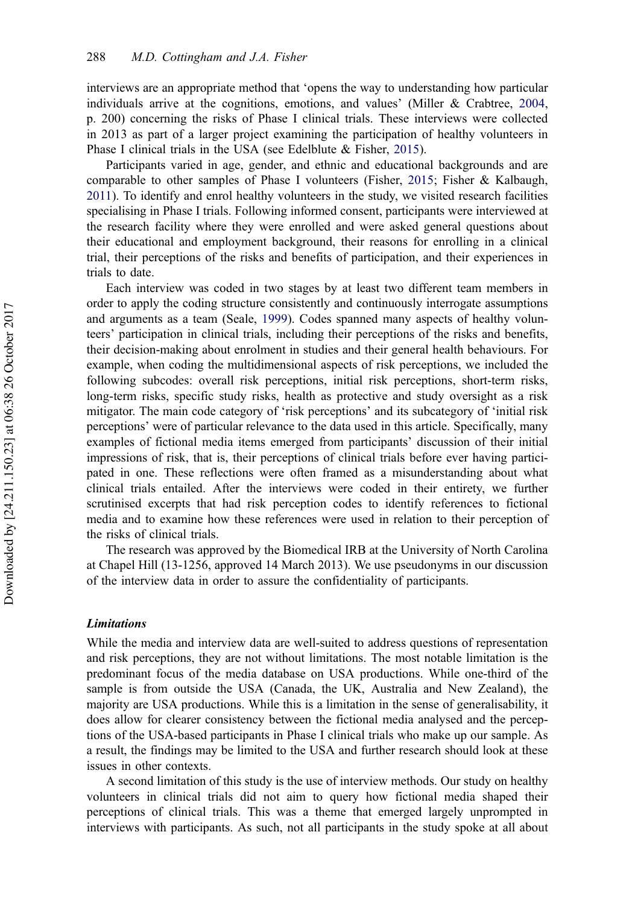interviews are an appropriate method that 'opens the way to understanding how particular individuals arrive at the cognitions, emotions, and values' (Miller & Crabtree, 2004, p. 200) concerning the risks of Phase I clinical trials. These interviews were collected in 2013 as part of a larger project examining the participation of healthy volunteers in Phase I clinical trials in the USA (see Edelblute & Fisher, 2015).

Participants varied in age, gender, and ethnic and educational backgrounds and are comparable to other samples of Phase I volunteers (Fisher, 2015; Fisher & Kalbaugh, 2011). To identify and enrol healthy volunteers in the study, we visited research facilities specialising in Phase I trials. Following informed consent, participants were interviewed at the research facility where they were enrolled and were asked general questions about their educational and employment background, their reasons for enrolling in a clinical trial, their perceptions of the risks and benefits of participation, and their experiences in trials to date.

Each interview was coded in two stages by at least two different team members in order to apply the coding structure consistently and continuously interrogate assumptions and arguments as a team (Seale, 1999). Codes spanned many aspects of healthy volunteers' participation in clinical trials, including their perceptions of the risks and benefits, their decision-making about enrolment in studies and their general health behaviours. For example, when coding the multidimensional aspects of risk perceptions, we included the following subcodes: overall risk perceptions, initial risk perceptions, short-term risks, long-term risks, specific study risks, health as protective and study oversight as a risk mitigator. The main code category of 'risk perceptions' and its subcategory of 'initial risk perceptions' were of particular relevance to the data used in this article. Specifically, many examples of fictional media items emerged from participants' discussion of their initial impressions of risk, that is, their perceptions of clinical trials before ever having participated in one. These reflections were often framed as a misunderstanding about what clinical trials entailed. After the interviews were coded in their entirety, we further scrutinised excerpts that had risk perception codes to identify references to fictional media and to examine how these references were used in relation to their perception of the risks of clinical trials.

The research was approved by the Biomedical IRB at the University of North Carolina at Chapel Hill (13-1256, approved 14 March 2013). We use pseudonyms in our discussion of the interview data in order to assure the confidentiality of participants.

### *Limitations*

While the media and interview data are well-suited to address questions of representation and risk perceptions, they are not without limitations. The most notable limitation is the predominant focus of the media database on USA productions. While one-third of the sample is from outside the USA (Canada, the UK, Australia and New Zealand), the majority are USA productions. While this is a limitation in the sense of generalisability, it does allow for clearer consistency between the fictional media analysed and the perceptions of the USA-based participants in Phase I clinical trials who make up our sample. As a result, the findings may be limited to the USA and further research should look at these issues in other contexts.

A second limitation of this study is the use of interview methods. Our study on healthy volunteers in clinical trials did not aim to query how fictional media shaped their perceptions of clinical trials. This was a theme that emerged largely unprompted in interviews with participants. As such, not all participants in the study spoke at all about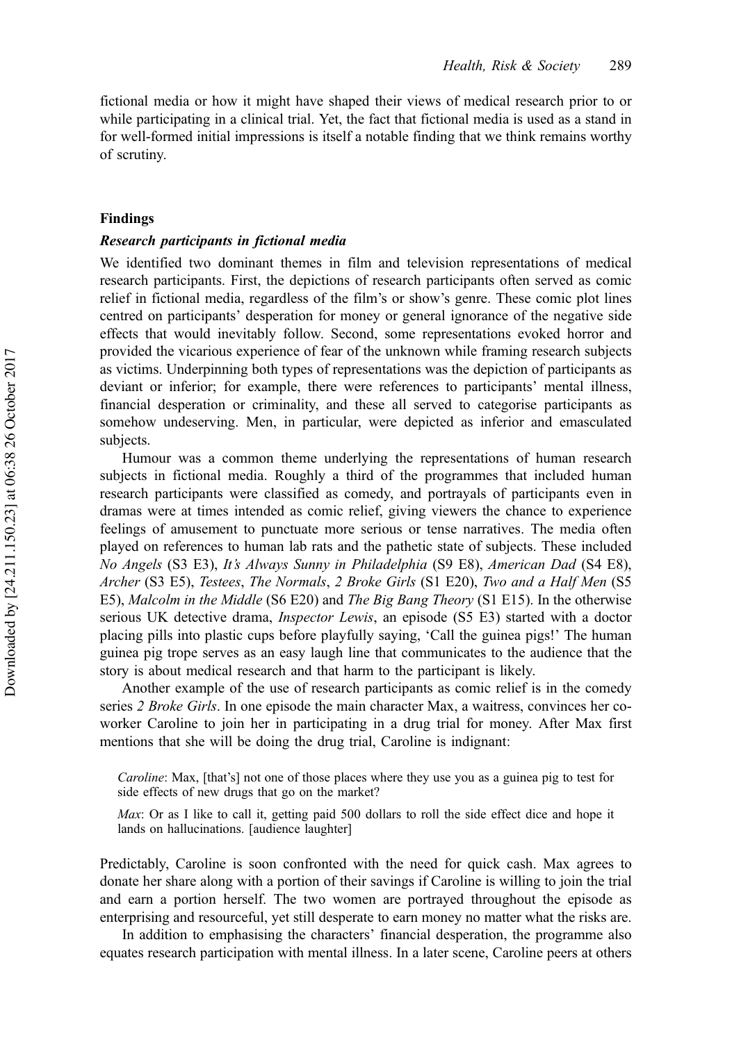fictional media or how it might have shaped their views of medical research prior to or while participating in a clinical trial. Yet, the fact that fictional media is used as a stand in for well-formed initial impressions is itself a notable finding that we think remains worthy of scrutiny.

## Findings

### *Research participants in fictional media*

We identified two dominant themes in film and television representations of medical research participants. First, the depictions of research participants often served as comic relief in fictional media, regardless of the film's or show's genre. These comic plot lines centred on participants' desperation for money or general ignorance of the negative side effects that would inevitably follow. Second, some representations evoked horror and provided the vicarious experience of fear of the unknown while framing research subjects as victims. Underpinning both types of representations was the depiction of participants as deviant or inferior; for example, there were references to participants' mental illness, financial desperation or criminality, and these all served to categorise participants as somehow undeserving. Men, in particular, were depicted as inferior and emasculated subjects.

Humour was a common theme underlying the representations of human research subjects in fictional media. Roughly a third of the programmes that included human research participants were classified as comedy, and portrayals of participants even in dramas were at times intended as comic relief, giving viewers the chance to experience feelings of amusement to punctuate more serious or tense narratives. The media often played on references to human lab rats and the pathetic state of subjects. These included *No Angels* (S3 E3), *It's Always Sunny in Philadelphia* (S9 E8), *American Dad* (S4 E8), *Archer* (S3 E5), *Testees*, *The Normals*, *2 Broke Girls* (S1 E20), *Two and a Half Men* (S5 E5), *Malcolm in the Middle* (S6 E20) and *The Big Bang Theory* (S1 E15). In the otherwise serious UK detective drama, *Inspector Lewis*, an episode (S5 E3) started with a doctor placing pills into plastic cups before playfully saying, 'Call the guinea pigs!' The human guinea pig trope serves as an easy laugh line that communicates to the audience that the story is about medical research and that harm to the participant is likely.

Another example of the use of research participants as comic relief is in the comedy series *2 Broke Girls*. In one episode the main character Max, a waitress, convinces her co-worker Caroline to join her in participating in a drug trial for money. After Max first mentions that she will be doing the drug trial, Caroline is indignant:

> *Caroline*: Max, [that's] not one of those places where they use you as a guinea pig to test for side effects of new drugs that go on the market?
>
> *Max*: Or as I like to call it, getting paid 500 dollars to roll the side effect dice and hope it lands on hallucinations. [audience laughter]

Predictably, Caroline is soon confronted with the need for quick cash. Max agrees to donate her share along with a portion of their savings if Caroline is willing to join the trial and earn a portion herself. The two women are portrayed throughout the episode as enterprising and resourceful, yet still desperate to earn money no matter what the risks are.

In addition to emphasising the characters' financial desperation, the programme also equates research participation with mental illness. In a later scene, Caroline peers at others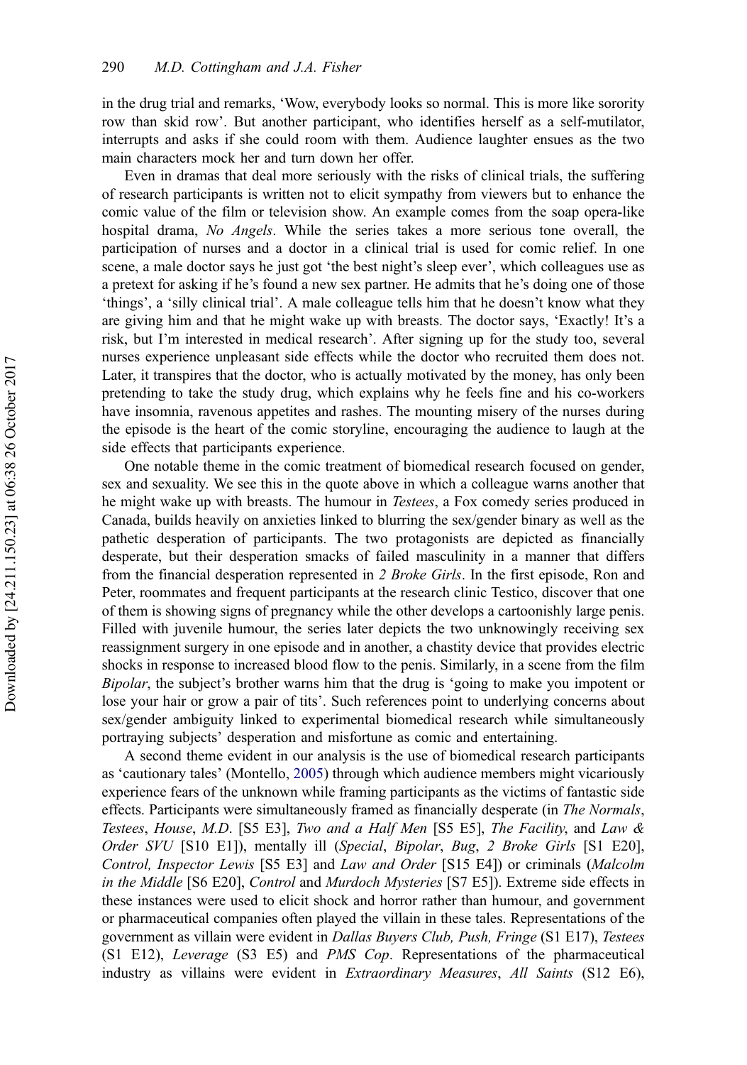in the drug trial and remarks, 'Wow, everybody looks so normal. This is more like sorority row than skid row'. But another participant, who identifies herself as a self-mutilator, interrupts and asks if she could room with them. Audience laughter ensues as the two main characters mock her and turn down her offer.

Even in dramas that deal more seriously with the risks of clinical trials, the suffering of research participants is written not to elicit sympathy from viewers but to enhance the comic value of the film or television show. An example comes from the soap opera-like hospital drama, *No Angels*. While the series takes a more serious tone overall, the participation of nurses and a doctor in a clinical trial is used for comic relief. In one scene, a male doctor says he just got 'the best night's sleep ever', which colleagues use as a pretext for asking if he's found a new sex partner. He admits that he's doing one of those 'things', a 'silly clinical trial'. A male colleague tells him that he doesn't know what they are giving him and that he might wake up with breasts. The doctor says, 'Exactly! It's a risk, but I'm interested in medical research'. After signing up for the study too, several nurses experience unpleasant side effects while the doctor who recruited them does not. Later, it transpires that the doctor, who is actually motivated by the money, has only been pretending to take the study drug, which explains why he feels fine and his co-workers have insomnia, ravenous appetites and rashes. The mounting misery of the nurses during the episode is the heart of the comic storyline, encouraging the audience to laugh at the side effects that participants experience.

One notable theme in the comic treatment of biomedical research focused on gender, sex and sexuality. We see this in the quote above in which a colleague warns another that he might wake up with breasts. The humour in *Testees*, a Fox comedy series produced in Canada, builds heavily on anxieties linked to blurring the sex/gender binary as well as the pathetic desperation of participants. The two protagonists are depicted as financially desperate, but their desperation smacks of failed masculinity in a manner that differs from the financial desperation represented in *2 Broke Girls*. In the first episode, Ron and Peter, roommates and frequent participants at the research clinic Testico, discover that one of them is showing signs of pregnancy while the other develops a cartoonishly large penis. Filled with juvenile humour, the series later depicts the two unknowingly receiving sex reassignment surgery in one episode and in another, a chastity device that provides electric shocks in response to increased blood flow to the penis. Similarly, in a scene from the film *Bipolar*, the subject's brother warns him that the drug is 'going to make you impotent or lose your hair or grow a pair of tits'. Such references point to underlying concerns about sex/gender ambiguity linked to experimental biomedical research while simultaneously portraying subjects' desperation and misfortune as comic and entertaining.

A second theme evident in our analysis is the use of biomedical research participants as 'cautionary tales' (Montello, 2005) through which audience members might vicariously experience fears of the unknown while framing participants as the victims of fantastic side effects. Participants were simultaneously framed as financially desperate (in *The Normals*, *Testees*, *House, M.D.* [S5 E3], *Two and a Half Men* [S5 E5], *The Facility*, and *Law & Order SVU* [S10 E1]), mentally ill (*Special*, *Bipolar*, *Bug*, *2 Broke Girls* [S1 E20], *Control, Inspector Lewis* [S5 E3] and *Law and Order* [S15 E4]) or criminals (*Malcolm in the Middle* [S6 E20], *Control* and *Murdoch Mysteries* [S7 E5]). Extreme side effects in these instances were used to elicit shock and horror rather than humour, and government or pharmaceutical companies often played the villain in these tales. Representations of the government as villain were evident in *Dallas Buyers Club, Push, Fringe* (S1 E17), *Testees* (S1 E12), *Leverage* (S3 E5) and *PMS Cop*. Representations of the pharmaceutical industry as villains were evident in *Extraordinary Measures*, *All Saints* (S12 E6),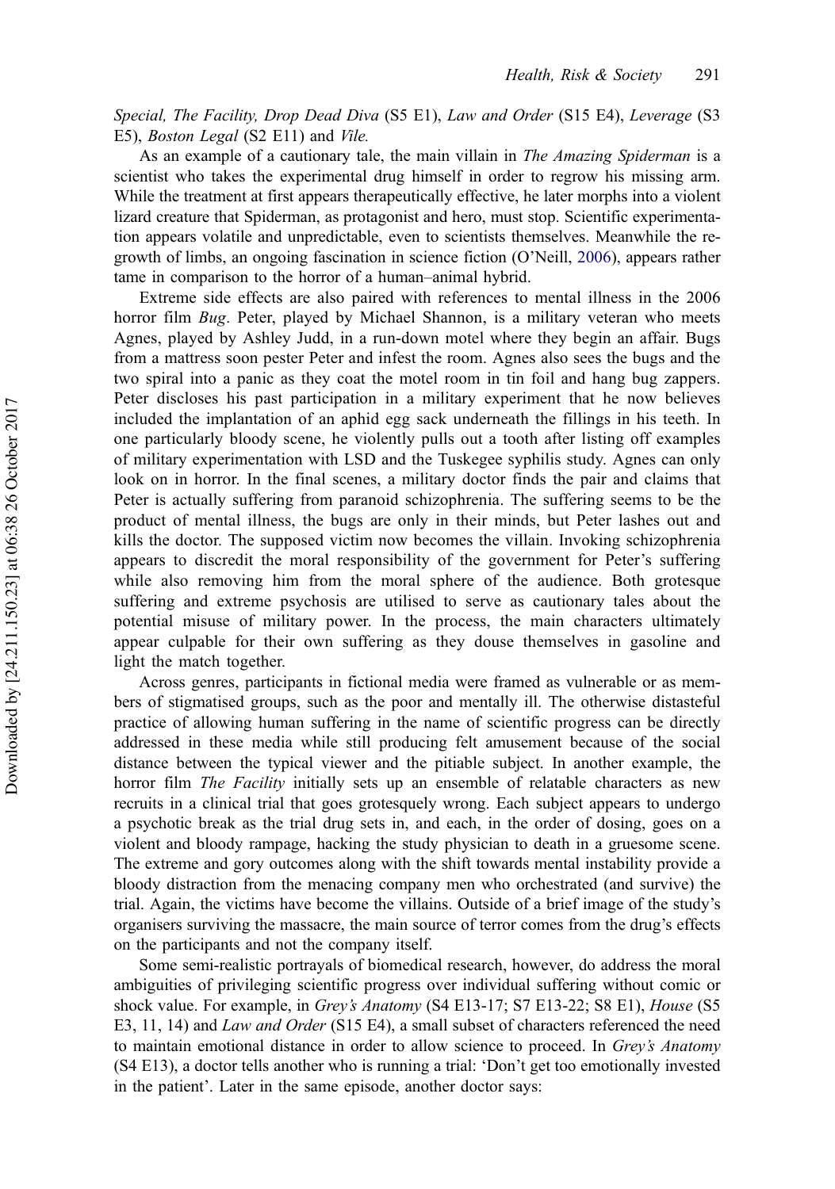*Special, The Facility, Drop Dead Diva* (S5 E1), *Law and Order* (S15 E4), *Leverage* (S3 E5), *Boston Legal* (S2 E11) and *Vile.*

As an example of a cautionary tale, the main villain in *The Amazing Spiderman* is a scientist who takes the experimental drug himself in order to regrow his missing arm. While the treatment at first appears therapeutically effective, he later morphs into a violent lizard creature that Spiderman, as protagonist and hero, must stop. Scientific experimentation appears volatile and unpredictable, even to scientists themselves. Meanwhile the regrowth of limbs, an ongoing fascination in science fiction (O'Neill, 2006), appears rather tame in comparison to the horror of a human–animal hybrid.

Extreme side effects are also paired with references to mental illness in the 2006 horror film *Bug*. Peter, played by Michael Shannon, is a military veteran who meets Agnes, played by Ashley Judd, in a run-down motel where they begin an affair. Bugs from a mattress soon pester Peter and infest the room. Agnes also sees the bugs and the two spiral into a panic as they coat the motel room in tin foil and hang bug zappers. Peter discloses his past participation in a military experiment that he now believes included the implantation of an aphid egg sack underneath the fillings in his teeth. In one particularly bloody scene, he violently pulls out a tooth after listing off examples of military experimentation with LSD and the Tuskegee syphilis study. Agnes can only look on in horror. In the final scenes, a military doctor finds the pair and claims that Peter is actually suffering from paranoid schizophrenia. The suffering seems to be the product of mental illness, the bugs are only in their minds, but Peter lashes out and kills the doctor. The supposed victim now becomes the villain. Invoking schizophrenia appears to discredit the moral responsibility of the government for Peter's suffering while also removing him from the moral sphere of the audience. Both grotesque suffering and extreme psychosis are utilised to serve as cautionary tales about the potential misuse of military power. In the process, the main characters ultimately appear culpable for their own suffering as they douse themselves in gasoline and light the match together.

Across genres, participants in fictional media were framed as vulnerable or as members of stigmatised groups, such as the poor and mentally ill. The otherwise distasteful practice of allowing human suffering in the name of scientific progress can be directly addressed in these media while still producing felt amusement because of the social distance between the typical viewer and the pitiable subject. In another example, the horror film *The Facility* initially sets up an ensemble of relatable characters as new recruits in a clinical trial that goes grotesquely wrong. Each subject appears to undergo a psychotic break as the trial drug sets in, and each, in the order of dosing, goes on a violent and bloody rampage, hacking the study physician to death in a gruesome scene. The extreme and gory outcomes along with the shift towards mental instability provide a bloody distraction from the menacing company men who orchestrated (and survive) the trial. Again, the victims have become the villains. Outside of a brief image of the study's organisers surviving the massacre, the main source of terror comes from the drug's effects on the participants and not the company itself.

Some semi-realistic portrayals of biomedical research, however, do address the moral ambiguities of privileging scientific progress over individual suffering without comic or shock value. For example, in *Grey's Anatomy* (S4 E13-17; S7 E13-22; S8 E1), *House* (S5 E3, 11, 14) and *Law and Order* (S15 E4), a small subset of characters referenced the need to maintain emotional distance in order to allow science to proceed. In *Grey's Anatomy* (S4 E13), a doctor tells another who is running a trial: 'Don't get too emotionally invested in the patient'. Later in the same episode, another doctor says: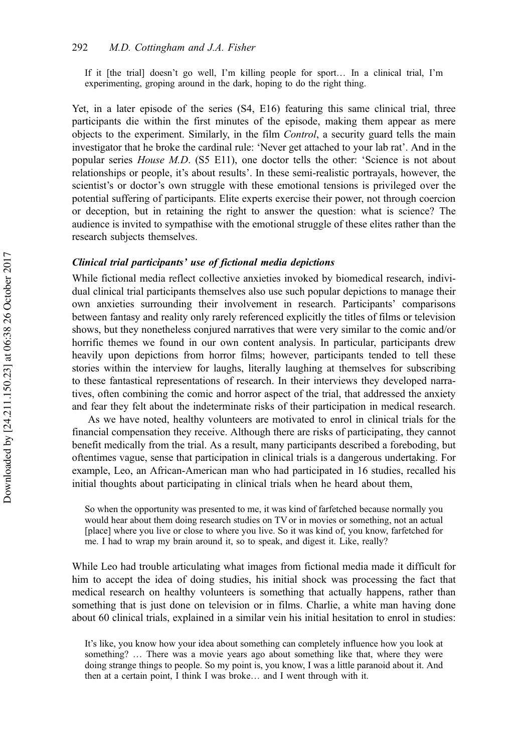> If it [the trial] doesn't go well, I'm killing people for sport… In a clinical trial, I'm experimenting, groping around in the dark, hoping to do the right thing.

Yet, in a later episode of the series (S4, E16) featuring this same clinical trial, three participants die within the first minutes of the episode, making them appear as mere objects to the experiment. Similarly, in the film *Control*, a security guard tells the main investigator that he broke the cardinal rule: 'Never get attached to your lab rat'. And in the popular series *House M.D*. (S5 E11), one doctor tells the other: 'Science is not about relationships or people, it's about results'. In these semi-realistic portrayals, however, the scientist's or doctor's own struggle with these emotional tensions is privileged over the potential suffering of participants. Elite experts exercise their power, not through coercion or deception, but in retaining the right to answer the question: what is science? The audience is invited to sympathise with the emotional struggle of these elites rather than the research subjects themselves.

### *Clinical trial participants' use of fictional media depictions*

While fictional media reflect collective anxieties invoked by biomedical research, individual clinical trial participants themselves also use such popular depictions to manage their own anxieties surrounding their involvement in research. Participants' comparisons between fantasy and reality only rarely referenced explicitly the titles of films or television shows, but they nonetheless conjured narratives that were very similar to the comic and/or horrific themes we found in our own content analysis. In particular, participants drew heavily upon depictions from horror films; however, participants tended to tell these stories within the interview for laughs, literally laughing at themselves for subscribing to these fantastical representations of research. In their interviews they developed narratives, often combining the comic and horror aspect of the trial, that addressed the anxiety and fear they felt about the indeterminate risks of their participation in medical research.

As we have noted, healthy volunteers are motivated to enrol in clinical trials for the financial compensation they receive. Although there are risks of participating, they cannot benefit medically from the trial. As a result, many participants described a foreboding, but oftentimes vague, sense that participation in clinical trials is a dangerous undertaking. For example, Leo, an African-American man who had participated in 16 studies, recalled his initial thoughts about participating in clinical trials when he heard about them,

> So when the opportunity was presented to me, it was kind of farfetched because normally you would hear about them doing research studies on TV or in movies or something, not an actual [place] where you live or close to where you live. So it was kind of, you know, farfetched for me. I had to wrap my brain around it, so to speak, and digest it. Like, really?

While Leo had trouble articulating what images from fictional media made it difficult for him to accept the idea of doing studies, his initial shock was processing the fact that medical research on healthy volunteers is something that actually happens, rather than something that is just done on television or in films. Charlie, a white man having done about 60 clinical trials, explained in a similar vein his initial hesitation to enrol in studies:

> It's like, you know how your idea about something can completely influence how you look at something? … There was a movie years ago about something like that, where they were doing strange things to people. So my point is, you know, I was a little paranoid about it. And then at a certain point, I think I was broke… and I went through with it.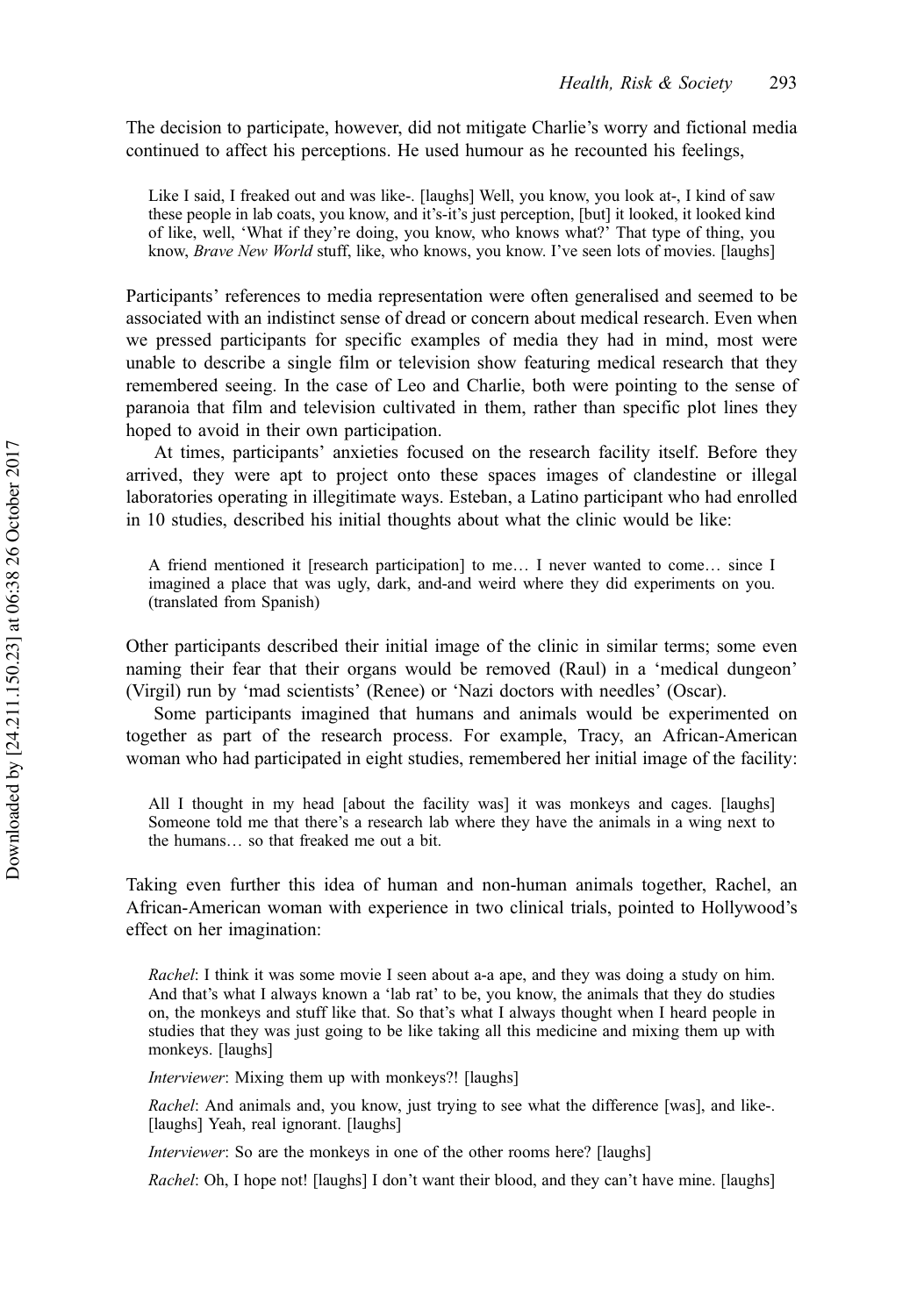The decision to participate, however, did not mitigate Charlie's worry and fictional media continued to affect his perceptions. He used humour as he recounted his feelings,

> Like I said, I freaked out and was like-. [laughs] Well, you know, you look at-, I kind of saw these people in lab coats, you know, and it's-it's just perception, [but] it looked, it looked kind of like, well, 'What if they're doing, you know, who knows what?' That type of thing, you know, *Brave New World* stuff, like, who knows, you know. I've seen lots of movies. [laughs]

Participants' references to media representation were often generalised and seemed to be associated with an indistinct sense of dread or concern about medical research. Even when we pressed participants for specific examples of media they had in mind, most were unable to describe a single film or television show featuring medical research that they remembered seeing. In the case of Leo and Charlie, both were pointing to the sense of paranoia that film and television cultivated in them, rather than specific plot lines they hoped to avoid in their own participation.

At times, participants' anxieties focused on the research facility itself. Before they arrived, they were apt to project onto these spaces images of clandestine or illegal laboratories operating in illegitimate ways. Esteban, a Latino participant who had enrolled in 10 studies, described his initial thoughts about what the clinic would be like:

> A friend mentioned it [research participation] to me… I never wanted to come… since I imagined a place that was ugly, dark, and-and weird where they did experiments on you. (translated from Spanish)

Other participants described their initial image of the clinic in similar terms; some even naming their fear that their organs would be removed (Raul) in a 'medical dungeon' (Virgil) run by 'mad scientists' (Renee) or 'Nazi doctors with needles' (Oscar).

Some participants imagined that humans and animals would be experimented on together as part of the research process. For example, Tracy, an African-American woman who had participated in eight studies, remembered her initial image of the facility:

> All I thought in my head [about the facility was] it was monkeys and cages. [laughs] Someone told me that there's a research lab where they have the animals in a wing next to the humans… so that freaked me out a bit.

Taking even further this idea of human and non-human animals together, Rachel, an African-American woman with experience in two clinical trials, pointed to Hollywood's effect on her imagination:

> *Rachel*: I think it was some movie I seen about a-a ape, and they was doing a study on him. And that's what I always known a 'lab rat' to be, you know, the animals that they do studies on, the monkeys and stuff like that. So that's what I always thought when I heard people in studies that they was just going to be like taking all this medicine and mixing them up with monkeys. [laughs]
>
> *Interviewer*: Mixing them up with monkeys?! [laughs]
>
> *Rachel*: And animals and, you know, just trying to see what the difference [was], and like-. [laughs] Yeah, real ignorant. [laughs]
>
> *Interviewer*: So are the monkeys in one of the other rooms here? [laughs]
>
> *Rachel*: Oh, I hope not! [laughs] I don't want their blood, and they can't have mine. [laughs]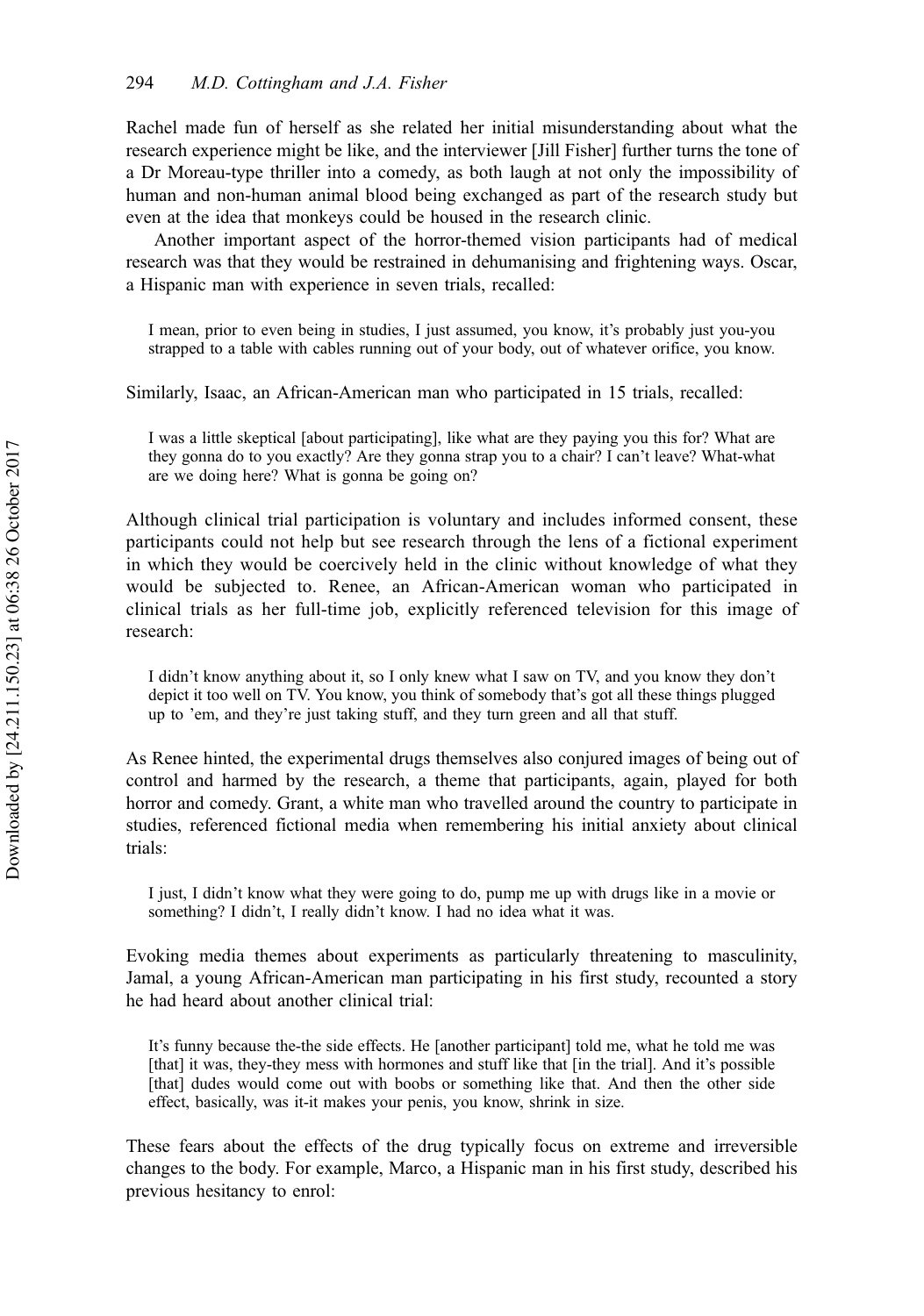Rachel made fun of herself as she related her initial misunderstanding about what the research experience might be like, and the interviewer [Jill Fisher] further turns the tone of a Dr Moreau-type thriller into a comedy, as both laugh at not only the impossibility of human and non-human animal blood being exchanged as part of the research study but even at the idea that monkeys could be housed in the research clinic.

Another important aspect of the horror-themed vision participants had of medical research was that they would be restrained in dehumanising and frightening ways. Oscar, a Hispanic man with experience in seven trials, recalled:

> I mean, prior to even being in studies, I just assumed, you know, it's probably just you-you strapped to a table with cables running out of your body, out of whatever orifice, you know.

Similarly, Isaac, an African-American man who participated in 15 trials, recalled:

> I was a little skeptical [about participating], like what are they paying you this for? What are they gonna do to you exactly? Are they gonna strap you to a chair? I can't leave? What-what are we doing here? What is gonna be going on?

Although clinical trial participation is voluntary and includes informed consent, these participants could not help but see research through the lens of a fictional experiment in which they would be coercively held in the clinic without knowledge of what they would be subjected to. Renee, an African-American woman who participated in clinical trials as her full-time job, explicitly referenced television for this image of research:

> I didn't know anything about it, so I only knew what I saw on TV, and you know they don't depict it too well on TV. You know, you think of somebody that's got all these things plugged up to 'em, and they're just taking stuff, and they turn green and all that stuff.

As Renee hinted, the experimental drugs themselves also conjured images of being out of control and harmed by the research, a theme that participants, again, played for both horror and comedy. Grant, a white man who travelled around the country to participate in studies, referenced fictional media when remembering his initial anxiety about clinical trials:

> I just, I didn't know what they were going to do, pump me up with drugs like in a movie or something? I didn't, I really didn't know. I had no idea what it was.

Evoking media themes about experiments as particularly threatening to masculinity, Jamal, a young African-American man participating in his first study, recounted a story he had heard about another clinical trial:

> It's funny because the-the side effects. He [another participant] told me, what he told me was [that] it was, they-they mess with hormones and stuff like that [in the trial]. And it's possible [that] dudes would come out with boobs or something like that. And then the other side effect, basically, was it-it makes your penis, you know, shrink in size.

These fears about the effects of the drug typically focus on extreme and irreversible changes to the body. For example, Marco, a Hispanic man in his first study, described his previous hesitancy to enrol: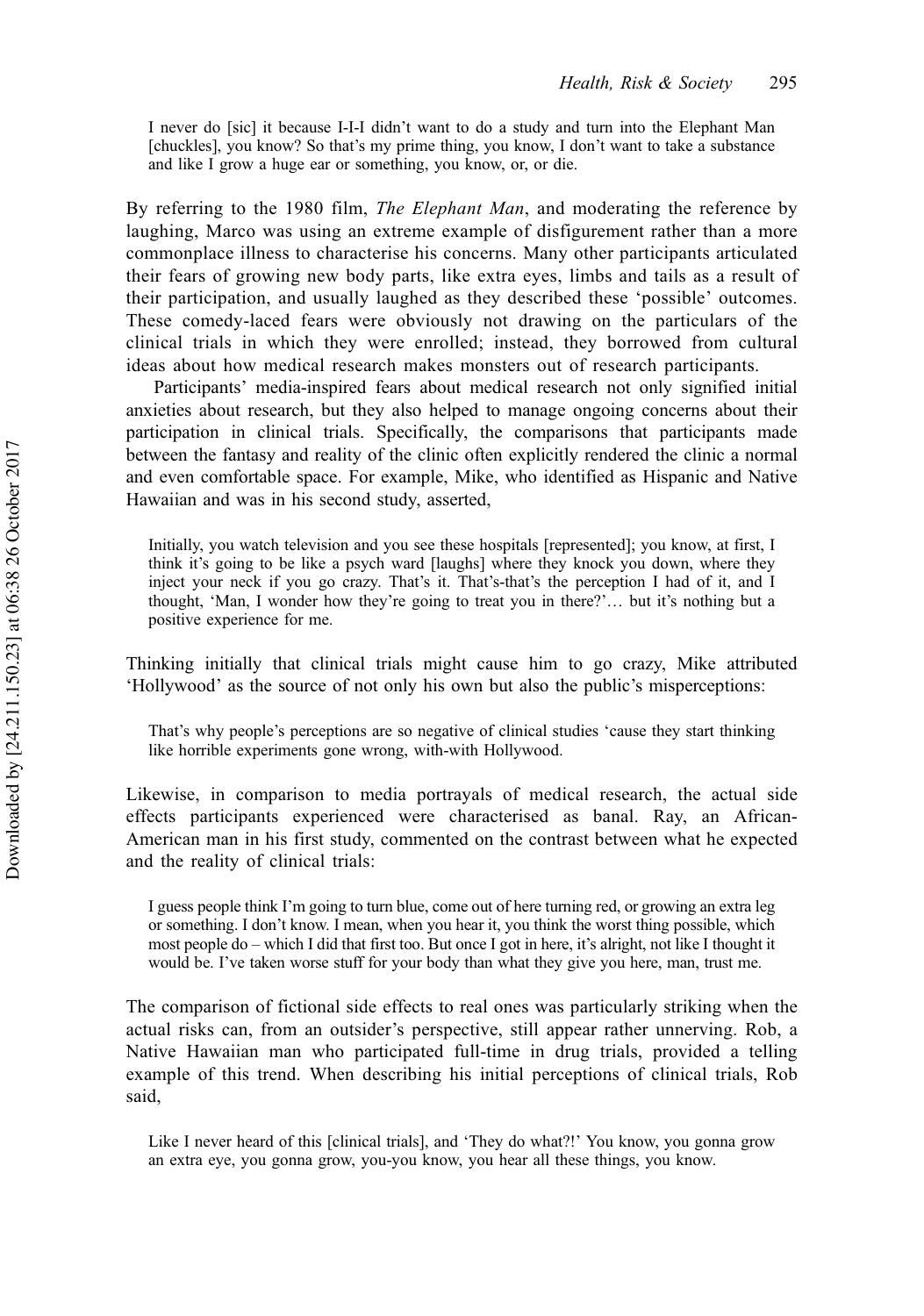> I never do [sic] it because I-I-I didn't want to do a study and turn into the Elephant Man [chuckles], you know? So that's my prime thing, you know, I don't want to take a substance and like I grow a huge ear or something, you know, or, or die.

By referring to the 1980 film, *The Elephant Man*, and moderating the reference by laughing, Marco was using an extreme example of disfigurement rather than a more commonplace illness to characterise his concerns. Many other participants articulated their fears of growing new body parts, like extra eyes, limbs and tails as a result of their participation, and usually laughed as they described these 'possible' outcomes. These comedy-laced fears were obviously not drawing on the particulars of the clinical trials in which they were enrolled; instead, they borrowed from cultural ideas about how medical research makes monsters out of research participants.

Participants' media-inspired fears about medical research not only signified initial anxieties about research, but they also helped to manage ongoing concerns about their participation in clinical trials. Specifically, the comparisons that participants made between the fantasy and reality of the clinic often explicitly rendered the clinic a normal and even comfortable space. For example, Mike, who identified as Hispanic and Native Hawaiian and was in his second study, asserted,

> Initially, you watch television and you see these hospitals [represented]; you know, at first, I think it's going to be like a psych ward [laughs] where they knock you down, where they inject your neck if you go crazy. That's it. That's-that's the perception I had of it, and I thought, 'Man, I wonder how they're going to treat you in there?'… but it's nothing but a positive experience for me.

Thinking initially that clinical trials might cause him to go crazy, Mike attributed 'Hollywood' as the source of not only his own but also the public's misperceptions:

> That's why people's perceptions are so negative of clinical studies 'cause they start thinking like horrible experiments gone wrong, with-with Hollywood.

Likewise, in comparison to media portrayals of medical research, the actual side effects participants experienced were characterised as banal. Ray, an African-American man in his first study, commented on the contrast between what he expected and the reality of clinical trials:

> I guess people think I'm going to turn blue, come out of here turning red, or growing an extra leg or something. I don't know. I mean, when you hear it, you think the worst thing possible, which most people do – which I did that first too. But once I got in here, it's alright, not like I thought it would be. I've taken worse stuff for your body than what they give you here, man, trust me.

The comparison of fictional side effects to real ones was particularly striking when the actual risks can, from an outsider's perspective, still appear rather unnerving. Rob, a Native Hawaiian man who participated full-time in drug trials, provided a telling example of this trend. When describing his initial perceptions of clinical trials, Rob said,

> Like I never heard of this [clinical trials], and 'They do what?!' You know, you gonna grow an extra eye, you gonna grow, you-you know, you hear all these things, you know.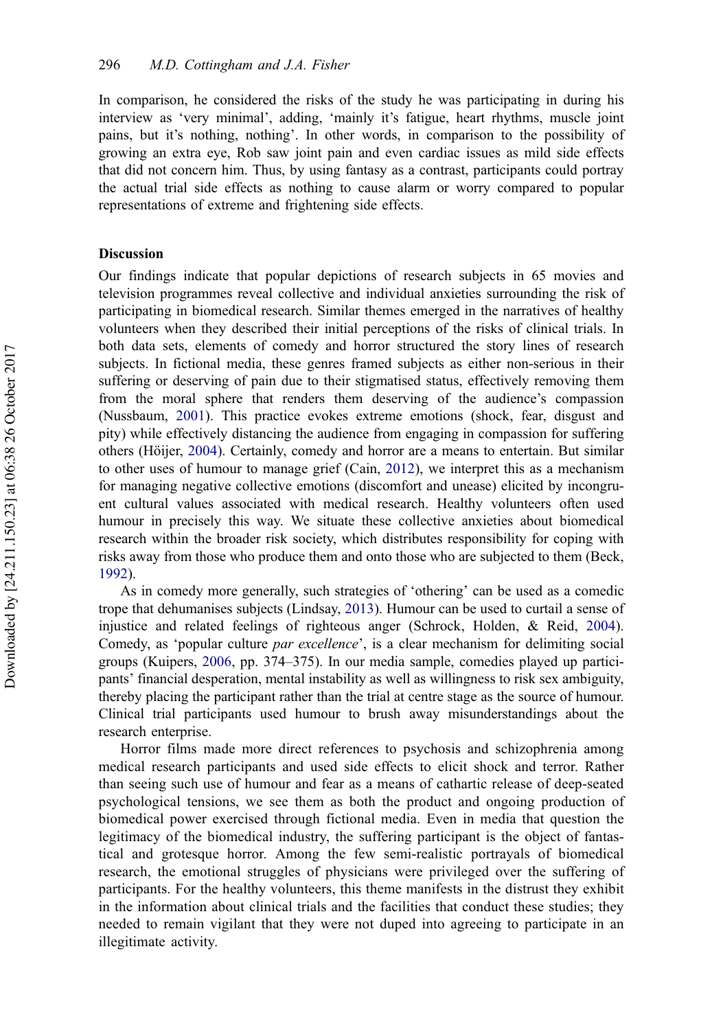In comparison, he considered the risks of the study he was participating in during his interview as 'very minimal', adding, 'mainly it's fatigue, heart rhythms, muscle joint pains, but it's nothing, nothing'. In other words, in comparison to the possibility of growing an extra eye, Rob saw joint pain and even cardiac issues as mild side effects that did not concern him. Thus, by using fantasy as a contrast, participants could portray the actual trial side effects as nothing to cause alarm or worry compared to popular representations of extreme and frightening side effects.

## Discussion

Our findings indicate that popular depictions of research subjects in 65 movies and television programmes reveal collective and individual anxieties surrounding the risk of participating in biomedical research. Similar themes emerged in the narratives of healthy volunteers when they described their initial perceptions of the risks of clinical trials. In both data sets, elements of comedy and horror structured the story lines of research subjects. In fictional media, these genres framed subjects as either non-serious in their suffering or deserving of pain due to their stigmatised status, effectively removing them from the moral sphere that renders them deserving of the audience's compassion (Nussbaum, 2001). This practice evokes extreme emotions (shock, fear, disgust and pity) while effectively distancing the audience from engaging in compassion for suffering others (Höijer, 2004). Certainly, comedy and horror are a means to entertain. But similar to other uses of humour to manage grief (Cain, 2012), we interpret this as a mechanism for managing negative collective emotions (discomfort and unease) elicited by incongruent cultural values associated with medical research. Healthy volunteers often used humour in precisely this way. We situate these collective anxieties about biomedical research within the broader risk society, which distributes responsibility for coping with risks away from those who produce them and onto those who are subjected to them (Beck, 1992).

As in comedy more generally, such strategies of 'othering' can be used as a comedic trope that dehumanises subjects (Lindsay, 2013). Humour can be used to curtail a sense of injustice and related feelings of righteous anger (Schrock, Holden, & Reid, 2004). Comedy, as 'popular culture *par excellence*', is a clear mechanism for delimiting social groups (Kuipers, 2006, pp. 374–375). In our media sample, comedies played up participants' financial desperation, mental instability as well as willingness to risk sex ambiguity, thereby placing the participant rather than the trial at centre stage as the source of humour. Clinical trial participants used humour to brush away misunderstandings about the research enterprise.

Horror films made more direct references to psychosis and schizophrenia among medical research participants and used side effects to elicit shock and terror. Rather than seeing such use of humour and fear as a means of cathartic release of deep-seated psychological tensions, we see them as both the product and ongoing production of biomedical power exercised through fictional media. Even in media that question the legitimacy of the biomedical industry, the suffering participant is the object of fantastical and grotesque horror. Among the few semi-realistic portrayals of biomedical research, the emotional struggles of physicians were privileged over the suffering of participants. For the healthy volunteers, this theme manifests in the distrust they exhibit in the information about clinical trials and the facilities that conduct these studies; they needed to remain vigilant that they were not duped into agreeing to participate in an illegitimate activity.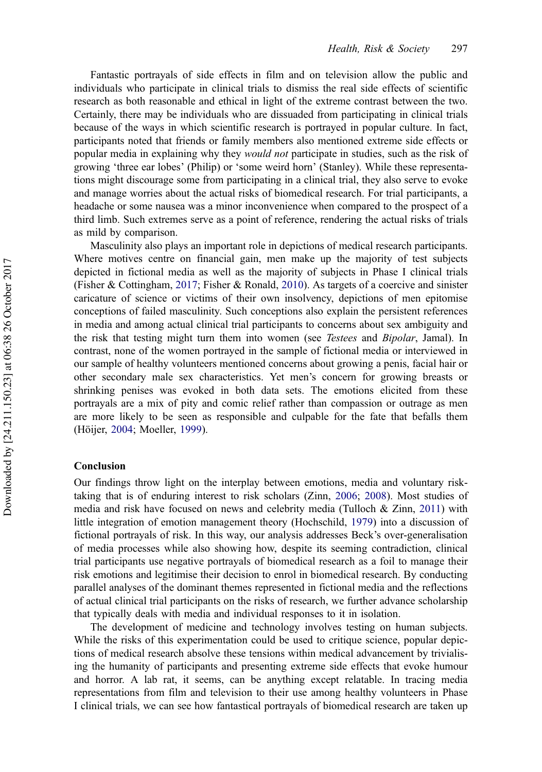Fantastic portrayals of side effects in film and on television allow the public and individuals who participate in clinical trials to dismiss the real side effects of scientific research as both reasonable and ethical in light of the extreme contrast between the two. Certainly, there may be individuals who are dissuaded from participating in clinical trials because of the ways in which scientific research is portrayed in popular culture. In fact, participants noted that friends or family members also mentioned extreme side effects or popular media in explaining why they *would not* participate in studies, such as the risk of growing 'three ear lobes' (Philip) or 'some weird horn' (Stanley). While these representations might discourage some from participating in a clinical trial, they also serve to evoke and manage worries about the actual risks of biomedical research. For trial participants, a headache or some nausea was a minor inconvenience when compared to the prospect of a third limb. Such extremes serve as a point of reference, rendering the actual risks of trials as mild by comparison.

Masculinity also plays an important role in depictions of medical research participants. Where motives centre on financial gain, men make up the majority of test subjects depicted in fictional media as well as the majority of subjects in Phase I clinical trials (Fisher & Cottingham, 2017; Fisher & Ronald, 2010). As targets of a coercive and sinister caricature of science or victims of their own insolvency, depictions of men epitomise conceptions of failed masculinity. Such conceptions also explain the persistent references in media and among actual clinical trial participants to concerns about sex ambiguity and the risk that testing might turn them into women (see *Testees* and *Bipolar*, Jamal). In contrast, none of the women portrayed in the sample of fictional media or interviewed in our sample of healthy volunteers mentioned concerns about growing a penis, facial hair or other secondary male sex characteristics. Yet men's concern for growing breasts or shrinking penises was evoked in both data sets. The emotions elicited from these portrayals are a mix of pity and comic relief rather than compassion or outrage as men are more likely to be seen as responsible and culpable for the fate that befalls them (Höijer, 2004; Moeller, 1999).

## Conclusion

Our findings throw light on the interplay between emotions, media and voluntary risk-taking that is of enduring interest to risk scholars (Zinn, 2006; 2008). Most studies of media and risk have focused on news and celebrity media (Tulloch & Zinn, 2011) with little integration of emotion management theory (Hochschild, 1979) into a discussion of fictional portrayals of risk. In this way, our analysis addresses Beck's over-generalisation of media processes while also showing how, despite its seeming contradiction, clinical trial participants use negative portrayals of biomedical research as a foil to manage their risk emotions and legitimise their decision to enrol in biomedical research. By conducting parallel analyses of the dominant themes represented in fictional media and the reflections of actual clinical trial participants on the risks of research, we further advance scholarship that typically deals with media and individual responses to it in isolation.

The development of medicine and technology involves testing on human subjects. While the risks of this experimentation could be used to critique science, popular depictions of medical research absolve these tensions within medical advancement by trivialising the humanity of participants and presenting extreme side effects that evoke humour and horror. A lab rat, it seems, can be anything except relatable. In tracing media representations from film and television to their use among healthy volunteers in Phase I clinical trials, we can see how fantastical portrayals of biomedical research are taken up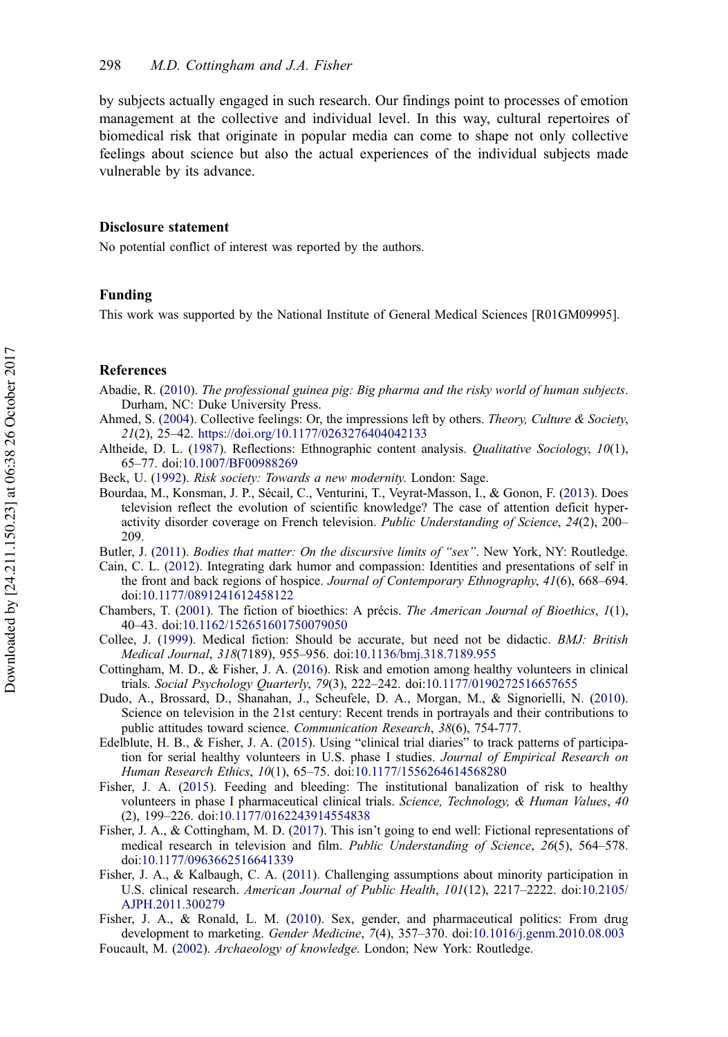by subjects actually engaged in such research. Our findings point to processes of emotion management at the collective and individual level. In this way, cultural repertoires of biomedical risk that originate in popular media can come to shape not only collective feelings about science but also the actual experiences of the individual subjects made vulnerable by its advance.

## Disclosure statement

No potential conflict of interest was reported by the authors.

## Funding

This work was supported by the National Institute of General Medical Sciences [R01GM09995].

## References

Abadie, R. (2010). *The professional guinea pig: Big pharma and the risky world of human subjects*. Durham, NC: Duke University Press.

Ahmed, S. (2004). Collective feelings: Or, the impressions left by others. *Theory, Culture & Society*, *21*(2), 25–42. https://doi.org/10.1177/0263276404042133

Altheide, D. L. (1987). Reflections: Ethnographic content analysis. *Qualitative Sociology*, *10*(1), 65–77. doi:10.1007/BF00988269

Beck, U. (1992). *Risk society: Towards a new modernity*. London: Sage.

Bourdaa, M., Konsman, J. P., Sécail, C., Venturini, T., Veyrat-Masson, I., & Gonon, F. (2013). Does television reflect the evolution of scientific knowledge? The case of attention deficit hyperactivity disorder coverage on French television. *Public Understanding of Science*, *24*(2), 200–209.

Butler, J. (2011). *Bodies that matter: On the discursive limits of "sex"*. New York, NY: Routledge.

Cain, C. L. (2012). Integrating dark humor and compassion: Identities and presentations of self in the front and back regions of hospice. *Journal of Contemporary Ethnography*, *41*(6), 668–694. doi:10.1177/0891241612458122

Chambers, T. (2001). The fiction of bioethics: A précis. *The American Journal of Bioethics*, *1*(1), 40–43. doi:10.1162/152651601750079050

Collee, J. (1999). Medical fiction: Should be accurate, but need not be didactic. *BMJ: British Medical Journal*, *318*(7189), 955–956. doi:10.1136/bmj.318.7189.955

Cottingham, M. D., & Fisher, J. A. (2016). Risk and emotion among healthy volunteers in clinical trials. *Social Psychology Quarterly*, *79*(3), 222–242. doi:10.1177/0190272516657655

Dudo, A., Brossard, D., Shanahan, J., Scheufele, D. A., Morgan, M., & Signorielli, N. (2010). Science on television in the 21st century: Recent trends in portrayals and their contributions to public attitudes toward science. *Communication Research*, *38*(6), 754-777.

Edelblute, H. B., & Fisher, J. A. (2015). Using "clinical trial diaries" to track patterns of participation for serial healthy volunteers in U.S. phase I studies. *Journal of Empirical Research on Human Research Ethics*, *10*(1), 65–75. doi:10.1177/1556264614568280

Fisher, J. A. (2015). Feeding and bleeding: The institutional banalization of risk to healthy volunteers in phase I pharmaceutical clinical trials. *Science, Technology, & Human Values*, *40* (2), 199–226. doi:10.1177/0162243914554838

Fisher, J. A., & Cottingham, M. D. (2017). This isn't going to end well: Fictional representations of medical research in television and film. *Public Understanding of Science*, *26*(5), 564–578. doi:10.1177/0963662516641339

Fisher, J. A., & Kalbaugh, C. A. (2011). Challenging assumptions about minority participation in U.S. clinical research. *American Journal of Public Health*, *101*(12), 2217–2222. doi:10.2105/AJPH.2011.300279

Fisher, J. A., & Ronald, L. M. (2010). Sex, gender, and pharmaceutical politics: From drug development to marketing. *Gender Medicine*, *7*(4), 357–370. doi:10.1016/j.genm.2010.08.003

Foucault, M. (2002). *Archaeology of knowledge*. London; New York: Routledge.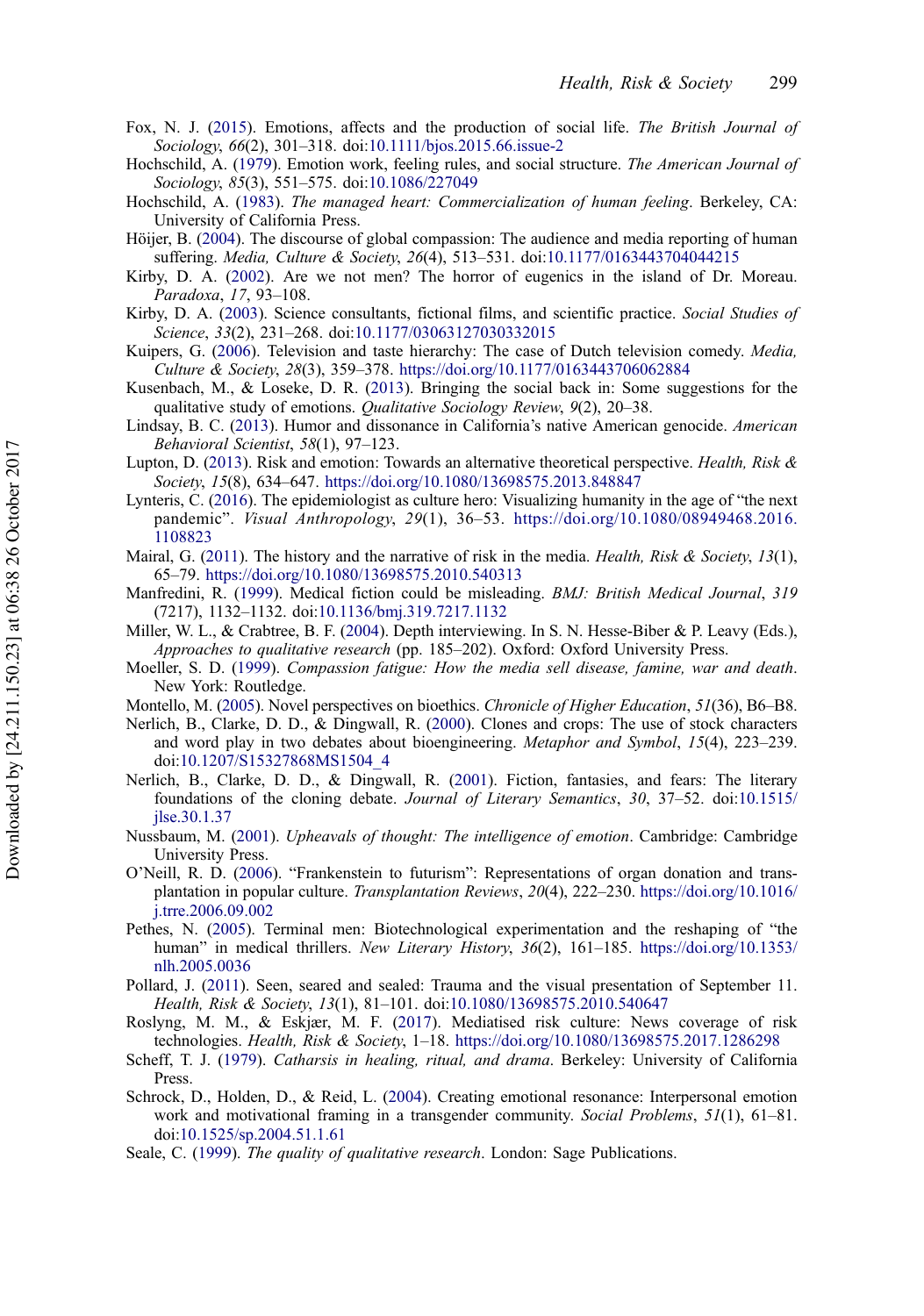Fox, N. J. (2015). Emotions, affects and the production of social life. *The British Journal of Sociology*, *66*(2), 301–318. doi:10.1111/bjos.2015.66.issue-2

Hochschild, A. (1979). Emotion work, feeling rules, and social structure. *The American Journal of Sociology*, *85*(3), 551–575. doi:10.1086/227049

Hochschild, A. (1983). *The managed heart: Commercialization of human feeling*. Berkeley, CA: University of California Press.

Höijer, B. (2004). The discourse of global compassion: The audience and media reporting of human suffering. *Media, Culture & Society*, *26*(4), 513–531. doi:10.1177/0163443704044215

Kirby, D. A. (2002). Are we not men? The horror of eugenics in the island of Dr. Moreau. *Paradoxa*, *17*, 93–108.

Kirby, D. A. (2003). Science consultants, fictional films, and scientific practice. *Social Studies of Science*, *33*(2), 231–268. doi:10.1177/03063127030332015

Kuipers, G. (2006). Television and taste hierarchy: The case of Dutch television comedy. *Media, Culture & Society*, *28*(3), 359–378. https://doi.org/10.1177/0163443706062884

Kusenbach, M., & Loseke, D. R. (2013). Bringing the social back in: Some suggestions for the qualitative study of emotions. *Qualitative Sociology Review*, *9*(2), 20–38.

Lindsay, B. C. (2013). Humor and dissonance in California's native American genocide. *American Behavioral Scientist*, *58*(1), 97–123.

Lupton, D. (2013). Risk and emotion: Towards an alternative theoretical perspective. *Health, Risk & Society*, *15*(8), 634–647. https://doi.org/10.1080/13698575.2013.848847

Lynteris, C. (2016). The epidemiologist as culture hero: Visualizing humanity in the age of "the next pandemic". *Visual Anthropology*, *29*(1), 36–53. https://doi.org/10.1080/08949468.2016.1108823

Mairal, G. (2011). The history and the narrative of risk in the media. *Health, Risk & Society*, *13*(1), 65–79. https://doi.org/10.1080/13698575.2010.540313

Manfredini, R. (1999). Medical fiction could be misleading. *BMJ: British Medical Journal*, *319* (7217), 1132–1132. doi:10.1136/bmj.319.7217.1132

Miller, W. L., & Crabtree, B. F. (2004). Depth interviewing. In S. N. Hesse-Biber & P. Leavy (Eds.), *Approaches to qualitative research* (pp. 185–202). Oxford: Oxford University Press.

Moeller, S. D. (1999). *Compassion fatigue: How the media sell disease, famine, war and death*. New York: Routledge.

Montello, M. (2005). Novel perspectives on bioethics. *Chronicle of Higher Education*, *51*(36), B6–B8.

Nerlich, B., Clarke, D. D., & Dingwall, R. (2000). Clones and crops: The use of stock characters and word play in two debates about bioengineering. *Metaphor and Symbol*, *15*(4), 223–239. doi:10.1207/S15327868MS1504_4

Nerlich, B., Clarke, D. D., & Dingwall, R. (2001). Fiction, fantasies, and fears: The literary foundations of the cloning debate. *Journal of Literary Semantics*, *30*, 37–52. doi:10.1515/jlse.30.1.37

Nussbaum, M. (2001). *Upheavals of thought: The intelligence of emotion*. Cambridge: Cambridge University Press.

O'Neill, R. D. (2006). "Frankenstein to futurism": Representations of organ donation and transplantation in popular culture. *Transplantation Reviews*, *20*(4), 222–230. https://doi.org/10.1016/j.trre.2006.09.002

Pethes, N. (2005). Terminal men: Biotechnological experimentation and the reshaping of "the human" in medical thrillers. *New Literary History*, *36*(2), 161–185. https://doi.org/10.1353/nlh.2005.0036

Pollard, J. (2011). Seen, seared and sealed: Trauma and the visual presentation of September 11. *Health, Risk & Society*, *13*(1), 81–101. doi:10.1080/13698575.2010.540647

Roslyng, M. M., & Eskjær, M. F. (2017). Mediatised risk culture: News coverage of risk technologies. *Health, Risk & Society*, 1–18. https://doi.org/10.1080/13698575.2017.1286298

Scheff, T. J. (1979). *Catharsis in healing, ritual, and drama*. Berkeley: University of California Press.

Schrock, D., Holden, D., & Reid, L. (2004). Creating emotional resonance: Interpersonal emotion work and motivational framing in a transgender community. *Social Problems*, *51*(1), 61–81. doi:10.1525/sp.2004.51.1.61

Seale, C. (1999). *The quality of qualitative research*. London: Sage Publications.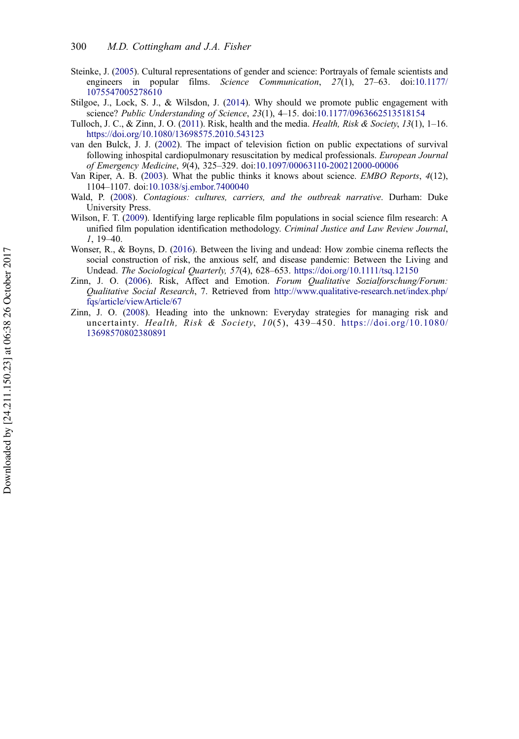Steinke, J. (2005). Cultural representations of gender and science: Portrayals of female scientists and engineers in popular films. *Science Communication*, *27*(1), 27–63. doi:10.1177/1075547005278610

Stilgoe, J., Lock, S. J., & Wilsdon, J. (2014). Why should we promote public engagement with science? *Public Understanding of Science*, *23*(1), 4–15. doi:10.1177/0963662513518154

Tulloch, J. C., & Zinn, J. O. (2011). Risk, health and the media. *Health, Risk & Society*, *13*(1), 1–16. https://doi.org/10.1080/13698575.2010.543123

van den Bulck, J. J. (2002). The impact of television fiction on public expectations of survival following inhospital cardiopulmonary resuscitation by medical professionals. *European Journal of Emergency Medicine*, *9*(4), 325–329. doi:10.1097/00063110-200212000-00006

Van Riper, A. B. (2003). What the public thinks it knows about science. *EMBO Reports*, *4*(12), 1104–1107. doi:10.1038/sj.embor.7400040

Wald, P. (2008). *Contagious: cultures, carriers, and the outbreak narrative*. Durham: Duke University Press.

Wilson, F. T. (2009). Identifying large replicable film populations in social science film research: A unified film population identification methodology. *Criminal Justice and Law Review Journal*, *1*, 19–40.

Wonser, R., & Boyns, D. (2016). Between the living and undead: How zombie cinema reflects the social construction of risk, the anxious self, and disease pandemic: Between the Living and Undead. *The Sociological Quarterly, 57*(4), 628–653. https://doi.org/10.1111/tsq.12150

Zinn, J. O. (2006). Risk, Affect and Emotion. *Forum Qualitative Sozialforschung/Forum: Qualitative Social Research*, 7. Retrieved from http://www.qualitative-research.net/index.php/fqs/article/viewArticle/67

Zinn, J. O. (2008). Heading into the unknown: Everyday strategies for managing risk and uncertainty. *Health, Risk & Society*, *10*(5), 439–450. https://doi.org/10.1080/13698570802380891